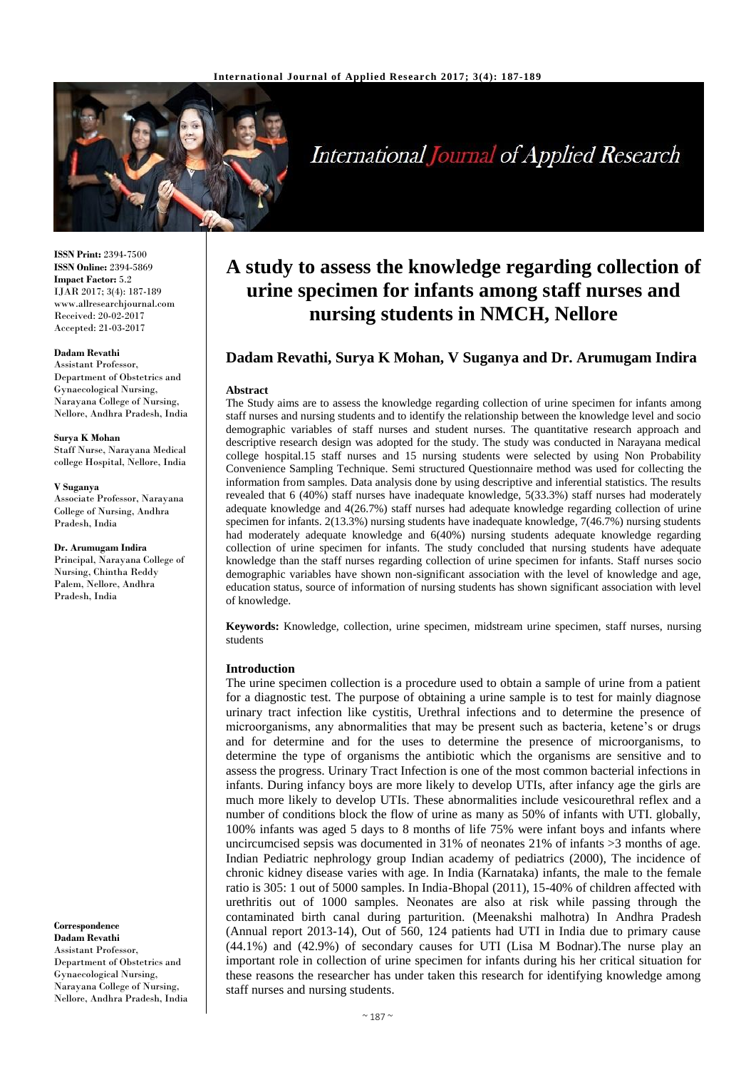ISSN Print: 2394-7500
ISSN Online: 2394-5869
Impact Factor: 5.2
IJAR 2017; 3(4): 187-189
www.allresearchjournal.com
Received: 20-02-2017
Accepted: 21-03-2017

**Dadam Revathi**
Assistant Professor, Department of Obstetrics and Gynaecological Nursing, Narayana College of Nursing, Nellore, Andhra Pradesh, India

**Surya K Mohan**
Staff Nurse, Narayana Medical college Hospital, Nellore, India

**V Suganya**
Associate Professor, Narayana College of Nursing, Andhra Pradesh, India

**Dr. Arumugam Indira**
Principal, Narayana College of Nursing, Chintha Reddy Palem, Nellore, Andhra Pradesh, India

**Correspondence**
**Dadam Revathi**
Assistant Professor, Department of Obstetrics and Gynaecological Nursing, Narayana College of Nursing, Nellore, Andhra Pradesh, India

# A study to assess the knowledge regarding collection of urine specimen for infants among staff nurses and nursing students in NMCH, Nellore

## Dadam Revathi, Surya K Mohan, V Suganya and Dr. Arumugam Indira

### Abstract

The Study aims are to assess the knowledge regarding collection of urine specimen for infants among staff nurses and nursing students and to identify the relationship between the knowledge level and socio demographic variables of staff nurses and student nurses. The quantitative research approach and descriptive research design was adopted for the study. The study was conducted in Narayana medical college hospital.15 staff nurses and 15 nursing students were selected by using Non Probability Convenience Sampling Technique. Semi structured Questionnaire method was used for collecting the information from samples. Data analysis done by using descriptive and inferential statistics. The results revealed that 6 (40%) staff nurses have inadequate knowledge, 5(33.3%) staff nurses had moderately adequate knowledge and 4(26.7%) staff nurses had adequate knowledge regarding collection of urine specimen for infants. 2(13.3%) nursing students have inadequate knowledge, 7(46.7%) nursing students had moderately adequate knowledge and 6(40%) nursing students adequate knowledge regarding collection of urine specimen for infants. The study concluded that nursing students have adequate knowledge than the staff nurses regarding collection of urine specimen for infants. Staff nurses socio demographic variables have shown non-significant association with the level of knowledge and age, education status, source of information of nursing students has shown significant association with level of knowledge.

**Keywords:** Knowledge, collection, urine specimen, midstream urine specimen, staff nurses, nursing students

### Introduction

The urine specimen collection is a procedure used to obtain a sample of urine from a patient for a diagnostic test. The purpose of obtaining a urine sample is to test for mainly diagnose urinary tract infection like cystitis, Urethral infections and to determine the presence of microorganisms, any abnormalities that may be present such as bacteria, ketene's or drugs and for determine and for the uses to determine the presence of microorganisms, to determine the type of organisms the antibiotic which the organisms are sensitive and to assess the progress. Urinary Tract Infection is one of the most common bacterial infections in infants. During infancy boys are more likely to develop UTIs, after infancy age the girls are much more likely to develop UTIs. These abnormalities include vesicourethral reflex and a number of conditions block the flow of urine as many as 50% of infants with UTI. globally, 100% infants was aged 5 days to 8 months of life 75% were infant boys and infants where uncircumcised sepsis was documented in 31% of neonates 21% of infants >3 months of age. Indian Pediatric nephrology group Indian academy of pediatrics (2000), The incidence of chronic kidney disease varies with age. In India (Karnataka) infants, the male to the female ratio is 305: 1 out of 5000 samples. In India-Bhopal (2011), 15-40% of children affected with urethritis out of 1000 samples. Neonates are also at risk while passing through the contaminated birth canal during parturition. (Meenakshi malhotra) In Andhra Pradesh (Annual report 2013-14), Out of 560, 124 patients had UTI in India due to primary cause (44.1%) and (42.9%) of secondary causes for UTI (Lisa M Bodnar).The nurse play an important role in collection of urine specimen for infants during his her critical situation for these reasons the researcher has under taken this research for identifying knowledge among staff nurses and nursing students.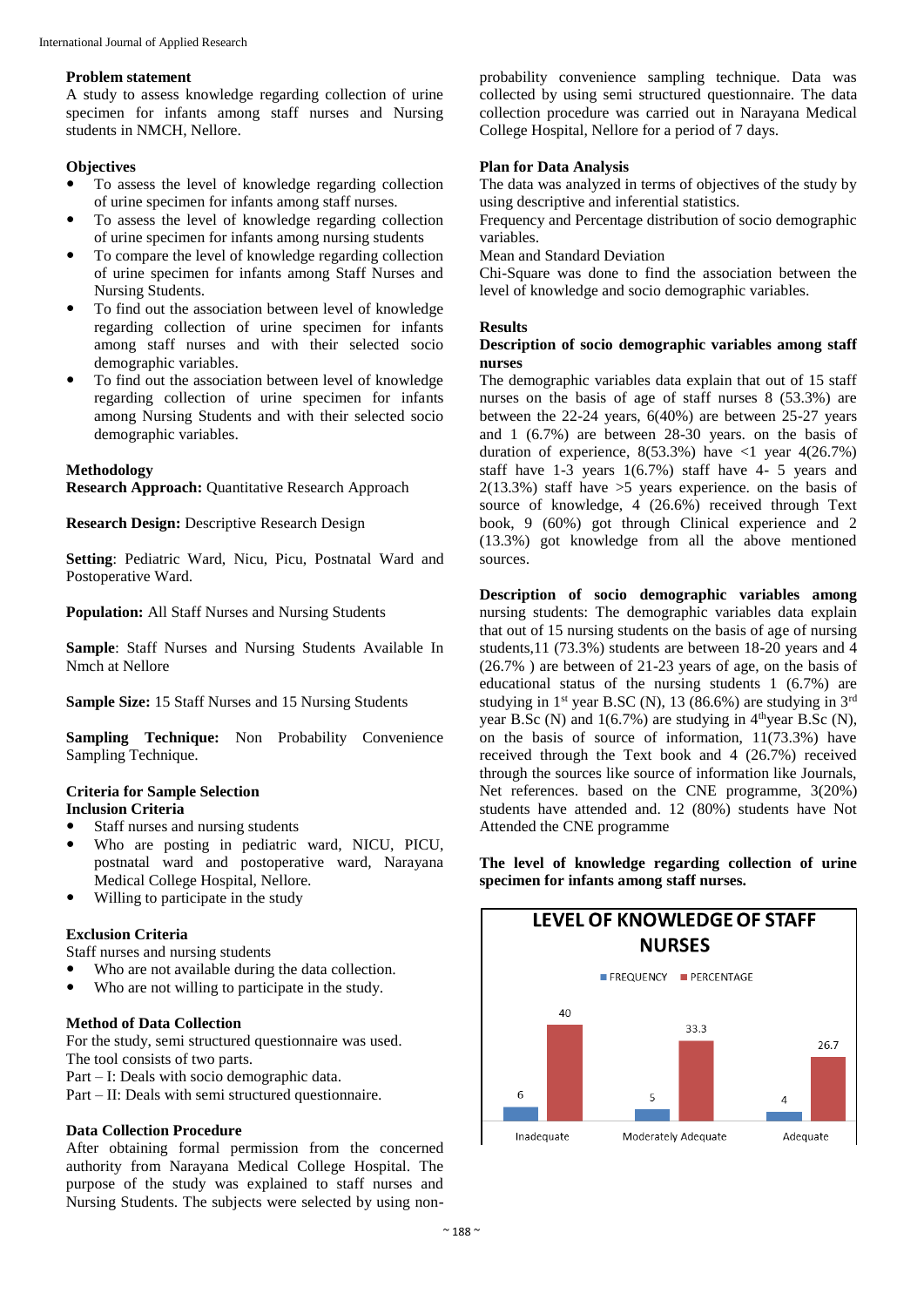### Problem statement

A study to assess knowledge regarding collection of urine specimen for infants among staff nurses and Nursing students in NMCH, Nellore.

### Objectives

- To assess the level of knowledge regarding collection of urine specimen for infants among staff nurses.
- To assess the level of knowledge regarding collection of urine specimen for infants among nursing students
- To compare the level of knowledge regarding collection of urine specimen for infants among Staff Nurses and Nursing Students.
- To find out the association between level of knowledge regarding collection of urine specimen for infants among staff nurses and with their selected socio demographic variables.
- To find out the association between level of knowledge regarding collection of urine specimen for infants among Nursing Students and with their selected socio demographic variables.

### Methodology

**Research Approach:** Quantitative Research Approach

**Research Design:** Descriptive Research Design

**Setting**: Pediatric Ward, Nicu, Picu, Postnatal Ward and Postoperative Ward.

**Population:** All Staff Nurses and Nursing Students

**Sample**: Staff Nurses and Nursing Students Available In Nmch at Nellore

**Sample Size:** 15 Staff Nurses and 15 Nursing Students

**Sampling Technique:** Non Probability Convenience Sampling Technique.

### Criteria for Sample Selection

**Inclusion Criteria**

- Staff nurses and nursing students
- Who are posting in pediatric ward, NICU, PICU, postnatal ward and postoperative ward, Narayana Medical College Hospital, Nellore.
- Willing to participate in the study

**Exclusion Criteria**

Staff nurses and nursing students

- Who are not available during the data collection.
- Who are not willing to participate in the study.

### Method of Data Collection

For the study, semi structured questionnaire was used.
The tool consists of two parts.
Part – I: Deals with socio demographic data.
Part – II: Deals with semi structured questionnaire.

### Data Collection Procedure

After obtaining formal permission from the concerned authority from Narayana Medical College Hospital. The purpose of the study was explained to staff nurses and Nursing Students. The subjects were selected by using non-probability convenience sampling technique. Data was collected by using semi structured questionnaire. The data collection procedure was carried out in Narayana Medical College Hospital, Nellore for a period of 7 days.

### Plan for Data Analysis

The data was analyzed in terms of objectives of the study by using descriptive and inferential statistics.
Frequency and Percentage distribution of socio demographic variables.
Mean and Standard Deviation
Chi-Square was done to find the association between the level of knowledge and socio demographic variables.

### Results

**Description of socio demographic variables among staff nurses**

The demographic variables data explain that out of 15 staff nurses on the basis of age of staff nurses 8 (53.3%) are between the 22-24 years, 6(40%) are between 25-27 years and 1 (6.7%) are between 28-30 years. on the basis of duration of experience, 8(53.3%) have <1 year 4(26.7%) staff have 1-3 years 1(6.7%) staff have 4- 5 years and 2(13.3%) staff have >5 years experience. on the basis of source of knowledge, 4 (26.6%) received through Text book, 9 (60%) got through Clinical experience and 2 (13.3%) got knowledge from all the above mentioned sources.

**Description of socio demographic variables among** nursing students: The demographic variables data explain that out of 15 nursing students on the basis of age of nursing students,11 (73.3%) students are between 18-20 years and 4 (26.7% ) are between of 21-23 years of age, on the basis of educational status of the nursing students 1 (6.7%) are studying in 1st year B.SC (N), 13 (86.6%) are studying in 3rd year B.Sc (N) and 1(6.7%) are studying in 4th year B.Sc (N), on the basis of source of information, 11(73.3%) have received through the Text book and 4 (26.7%) received through the sources like source of information like Journals, Net references. based on the CNE programme, 3(20%) students have attended and. 12 (80%) students have Not Attended the CNE programme

**The level of knowledge regarding collection of urine specimen for infants among staff nurses.**

LEVEL OF KNOWLEDGE OF STAFF NURSES

| | FREQUENCY | PERCENTAGE |
|---|---|---|
| Inadequate | 6 | 40 |
| Moderately Adequate | 5 | 33.3 |
| Adequate | 4 | 26.7 |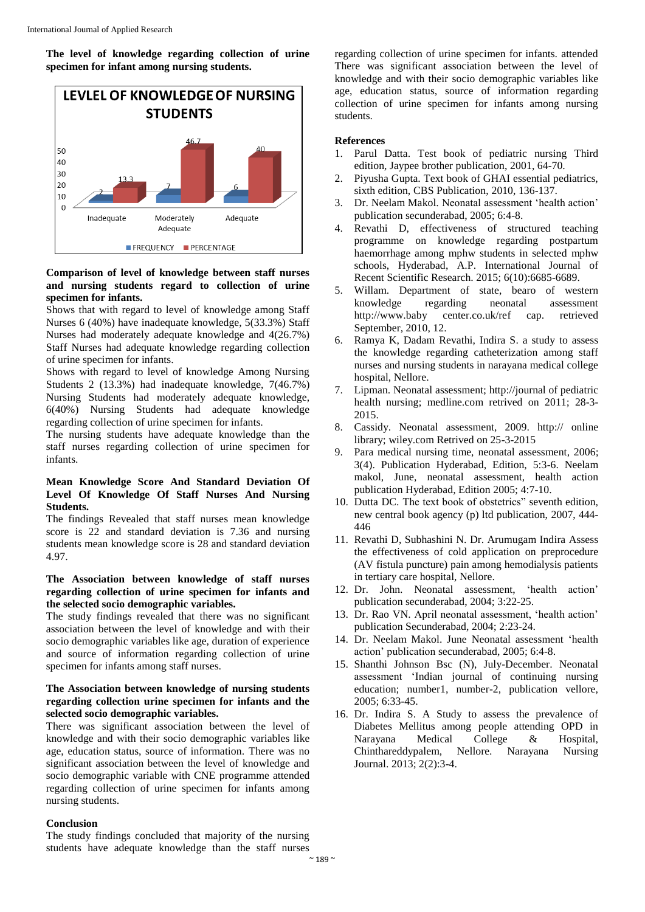**The level of knowledge regarding collection of urine specimen for infant among nursing students.**

LEVLEL OF KNOWLEDGE OF NURSING STUDENTS

50
40
30
20
10
0

2
13.3
7
46.7
6
40

Inadequate
Moderately Adequate
Adequate

FREQUENCY
PERCENTAGE

**Comparison of level of knowledge between staff nurses and nursing students regard to collection of urine specimen for infants.**

Shows that with regard to level of knowledge among Staff Nurses 6 (40%) have inadequate knowledge, 5(33.3%) Staff Nurses had moderately adequate knowledge and 4(26.7%) Staff Nurses had adequate knowledge regarding collection of urine specimen for infants.

Shows with regard to level of knowledge Among Nursing Students 2 (13.3%) had inadequate knowledge, 7(46.7%) Nursing Students had moderately adequate knowledge, 6(40%) Nursing Students had adequate knowledge regarding collection of urine specimen for infants.

The nursing students have adequate knowledge than the staff nurses regarding collection of urine specimen for infants.

**Mean Knowledge Score And Standard Deviation Of Level Of Knowledge Of Staff Nurses And Nursing Students.**

The findings Revealed that staff nurses mean knowledge score is 22 and standard deviation is 7.36 and nursing students mean knowledge score is 28 and standard deviation 4.97.

**The Association between knowledge of staff nurses regarding collection of urine specimen for infants and the selected socio demographic variables.**

The study findings revealed that there was no significant association between the level of knowledge and with their socio demographic variables like age, duration of experience and source of information regarding collection of urine specimen for infants among staff nurses.

**The Association between knowledge of nursing students regarding collection urine specimen for infants and the selected socio demographic variables.**

There was significant association between the level of knowledge and with their socio demographic variables like age, education status, source of information. There was no significant association between the level of knowledge and socio demographic variable with CNE programme attended regarding collection of urine specimen for infants among nursing students.

**Conclusion**

The study findings concluded that majority of the nursing students have adequate knowledge than the staff nurses regarding collection of urine specimen for infants. attended There was significant association between the level of knowledge and with their socio demographic variables like age, education status, source of information regarding collection of urine specimen for infants among nursing students.

**References**

1. Parul Datta. Test book of pediatric nursing Third edition, Jaypee brother publication, 2001, 64-70.
2. Piyusha Gupta. Text book of GHAI essential pediatrics, sixth edition, CBS Publication, 2010, 136-137.
3. Dr. Neelam Makol. Neonatal assessment 'health action' publication secunderabad, 2005; 6:4-8.
4. Revathi D, effectiveness of structured teaching programme on knowledge regarding postpartum haemorrhage among mphw students in selected mphw schools, Hyderabad, A.P. International Journal of Recent Scientific Research. 2015; 6(10):6685-6689.
5. Willam. Department of state, bearo of western knowledge regarding neonatal assessment http://www.baby center.co.uk/ref cap. retrieved September, 2010, 12.
6. Ramya K, Dadam Revathi, Indira S. a study to assess the knowledge regarding catheterization among staff nurses and nursing students in narayana medical college hospital, Nellore.
7. Lipman. Neonatal assessment; http://journal of pediatric health nursing; medline.com retrived on 2011; 28-3-2015.
8. Cassidy. Neonatal assessment, 2009. http:// online library; wiley.com Retrived on 25-3-2015
9. Para medical nursing time, neonatal assessment, 2006; 3(4). Publication Hyderabad, Edition, 5:3-6. Neelam makol, June, neonatal assessment, health action publication Hyderabad, Edition 2005; 4:7-10.
10. Dutta DC. The text book of obstetrics" seventh edition, new central book agency (p) ltd publication, 2007, 444-446
11. Revathi D, Subhashini N. Dr. Arumugam Indira Assess the effectiveness of cold application on preprocedure (AV fistula puncture) pain among hemodialysis patients in tertiary care hospital, Nellore.
12. Dr. John. Neonatal assessment, 'health action' publication secunderabad, 2004; 3:22-25.
13. Dr. Rao VN. April neonatal assessment, 'health action' publication Secunderabad, 2004; 2:23-24.
14. Dr. Neelam Makol. June Neonatal assessment 'health action' publication secunderabad, 2005; 6:4-8.
15. Shanthi Johnson Bsc (N), July-December. Neonatal assessment 'Indian journal of continuing nursing education; number1, number-2, publication vellore, 2005; 6:33-45.
16. Dr. Indira S. A Study to assess the prevalence of Diabetes Mellitus among people attending OPD in Narayana Medical College & Hospital, Chinthareddypalem, Nellore. Narayana Nursing Journal. 2013; 2(2):3-4.